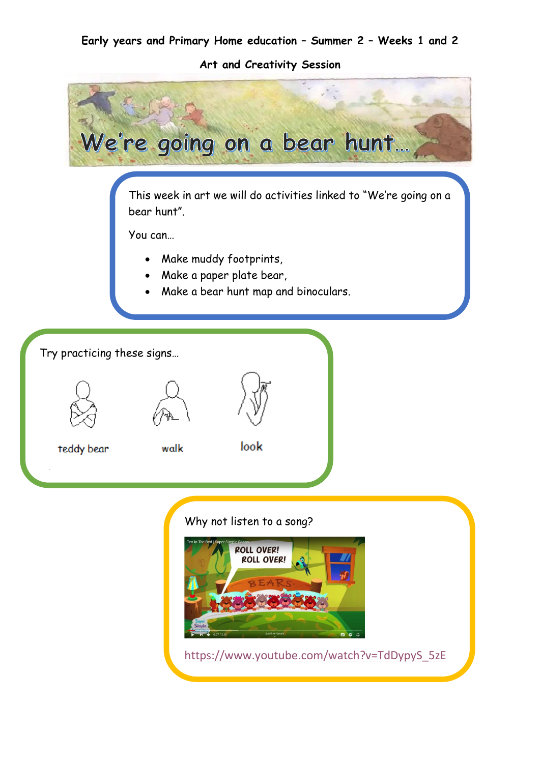**Early years and Primary Home education – Summer 2 – Weeks 1 and 2**

**Art and Creativity Session**

# We're going on a bear hunt…

This week in art we will do activities linked to "We're going on a bear hunt".

You can…

- Make muddy footprints,
- Make a paper plate bear,
- Make a bear hunt map and binoculars.

Try practicing these signs…

teddy bear

walk

look

Why not listen to a song?

https://www.youtube.com/watch?v=TdDypyS_5zE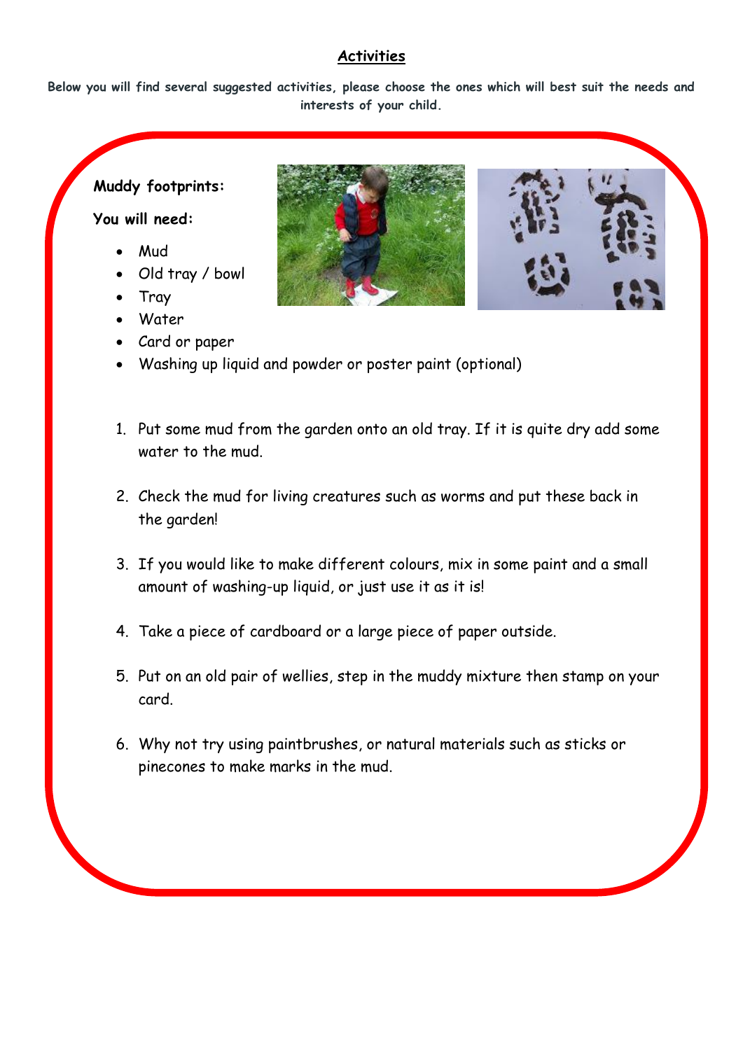## Activities

**Below you will find several suggested activities, please choose the ones which will best suit the needs and interests of your child.**

**Muddy footprints:**

**You will need:**

- Mud
- Old tray / bowl
- Tray
- Water
- Card or paper
- Washing up liquid and powder or poster paint (optional)

1. Put some mud from the garden onto an old tray. If it is quite dry add some water to the mud.
2. Check the mud for living creatures such as worms and put these back in the garden!
3. If you would like to make different colours, mix in some paint and a small amount of washing-up liquid, or just use it as it is!
4. Take a piece of cardboard or a large piece of paper outside.
5. Put on an old pair of wellies, step in the muddy mixture then stamp on your card.
6. Why not try using paintbrushes, or natural materials such as sticks or pinecones to make marks in the mud.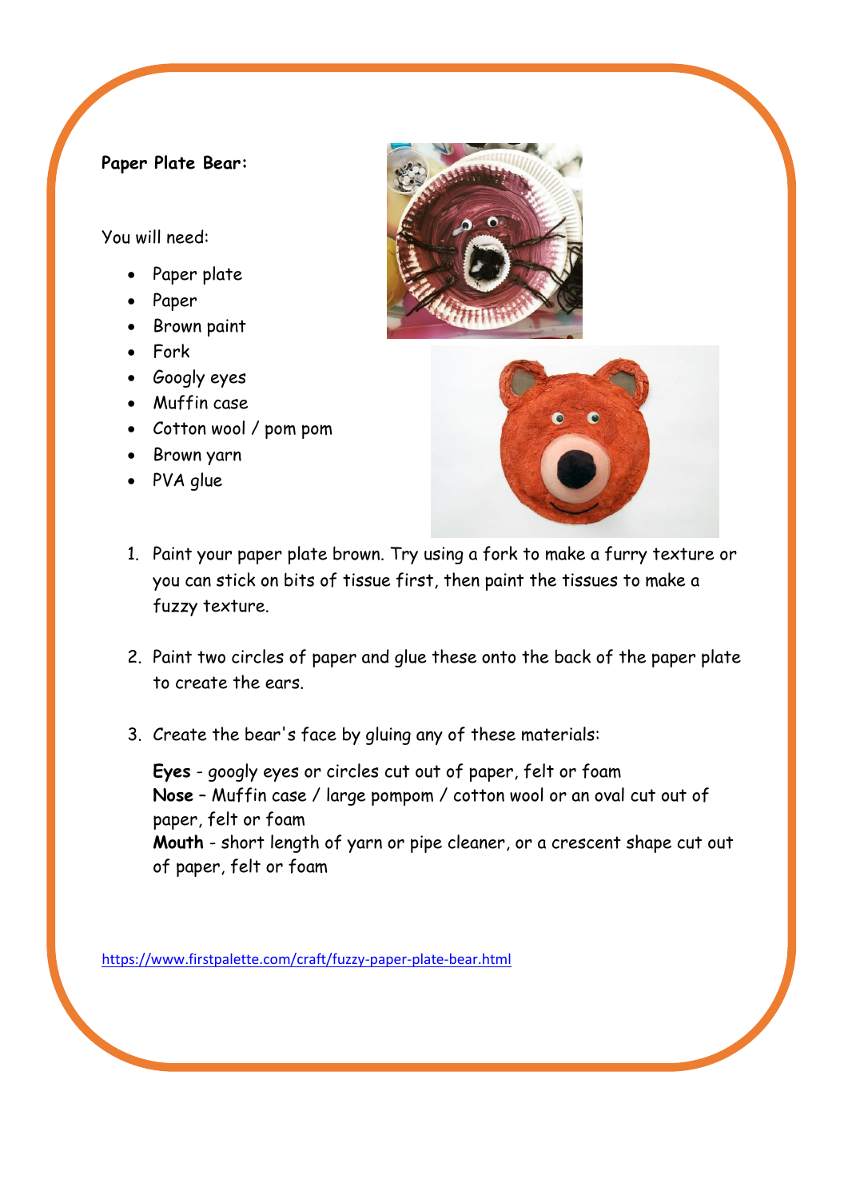**Paper Plate Bear:**

You will need:

- Paper plate
- Paper
- Brown paint
- Fork
- Googly eyes
- Muffin case
- Cotton wool / pom pom
- Brown yarn
- PVA glue

1. Paint your paper plate brown. Try using a fork to make a furry texture or you can stick on bits of tissue first, then paint the tissues to make a fuzzy texture.

2. Paint two circles of paper and glue these onto the back of the paper plate to create the ears.

3. Create the bear's face by gluing any of these materials:

   **Eyes** - googly eyes or circles cut out of paper, felt or foam
   **Nose** – Muffin case / large pompom / cotton wool or an oval cut out of paper, felt or foam
   **Mouth** - short length of yarn or pipe cleaner, or a crescent shape cut out of paper, felt or foam

https://www.firstpalette.com/craft/fuzzy-paper-plate-bear.html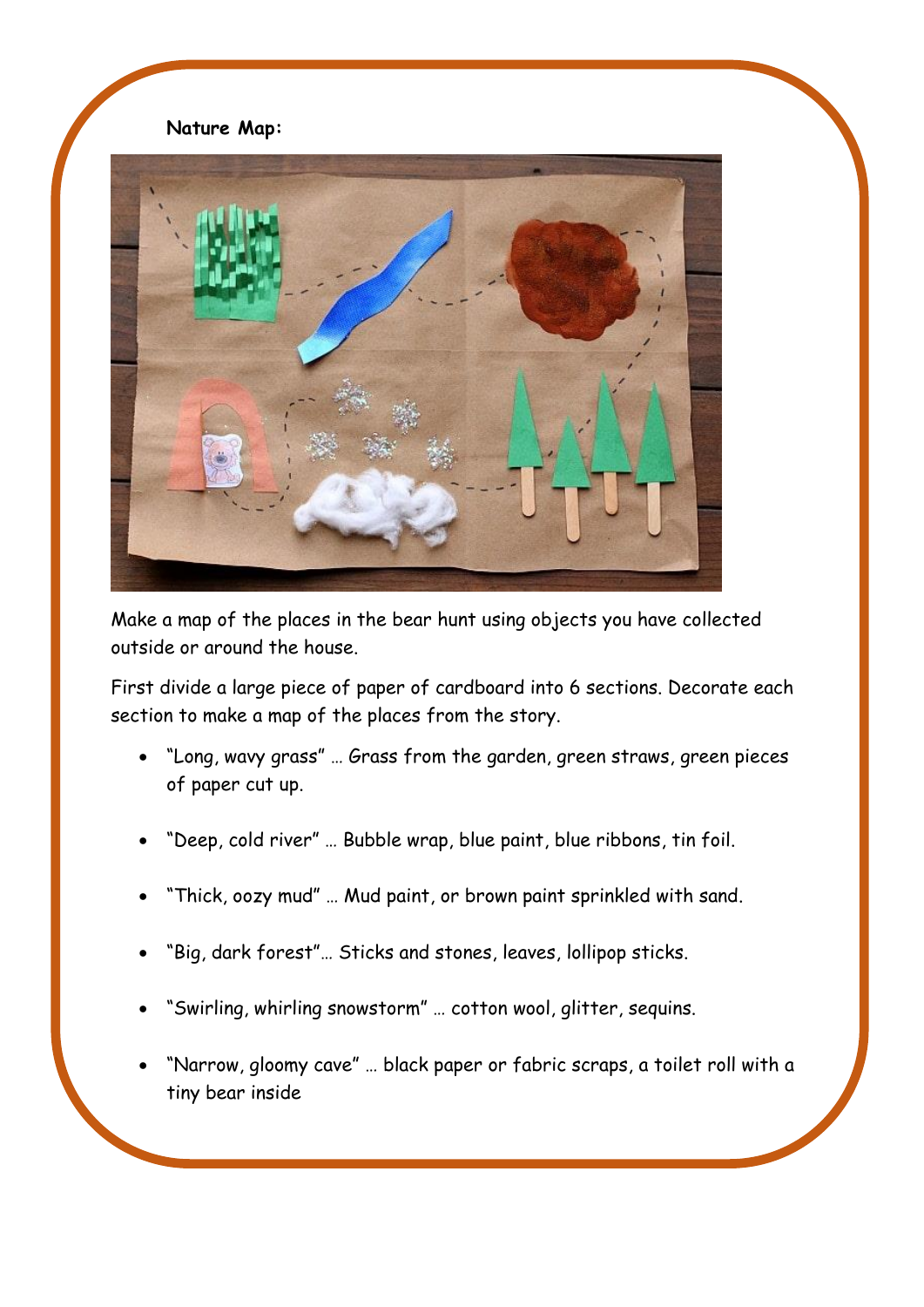**Nature Map:**

Make a map of the places in the bear hunt using objects you have collected outside or around the house.

First divide a large piece of paper of cardboard into 6 sections. Decorate each section to make a map of the places from the story.

- "Long, wavy grass" … Grass from the garden, green straws, green pieces of paper cut up.
- "Deep, cold river" … Bubble wrap, blue paint, blue ribbons, tin foil.
- "Thick, oozy mud" … Mud paint, or brown paint sprinkled with sand.
- "Big, dark forest"… Sticks and stones, leaves, lollipop sticks.
- "Swirling, whirling snowstorm" … cotton wool, glitter, sequins.
- "Narrow, gloomy cave" … black paper or fabric scraps, a toilet roll with a tiny bear inside